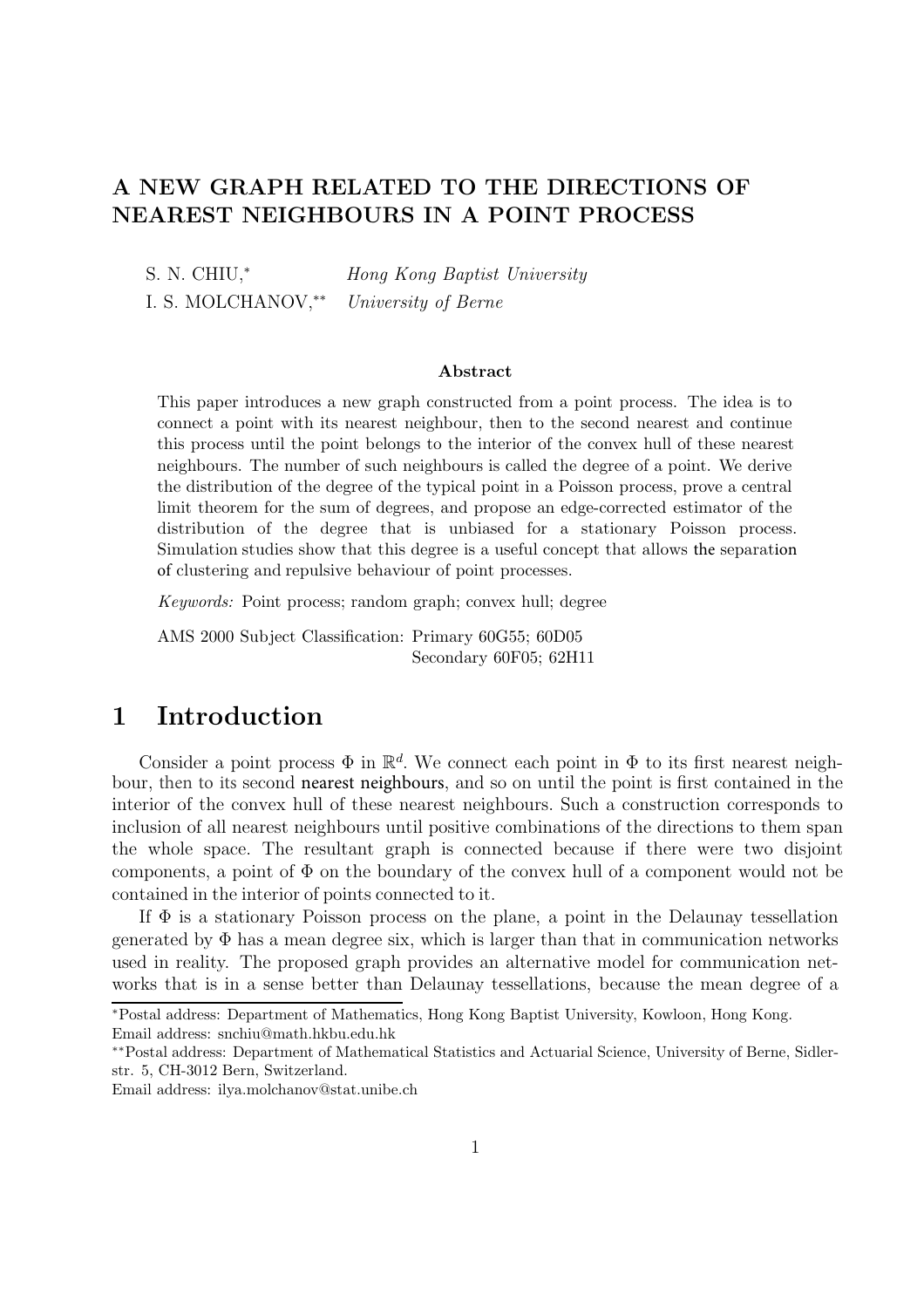# A NEW GRAPH RELATED TO THE DIRECTIONS OF NEAREST NEIGHBOURS IN A POINT PROCESS

S. N. CHIU,[*] *Hong Kong Baptist University*

I. S. MOLCHANOV,[**] *University of Berne*

### Abstract

This paper introduces a new graph constructed from a point process. The idea is to connect a point with its nearest neighbour, then to the second nearest and continue this process until the point belongs to the interior of the convex hull of these nearest neighbours. The number of such neighbours is called the degree of a point. We derive the distribution of the degree of the typical point in a Poisson process, prove a central limit theorem for the sum of degrees, and propose an edge-corrected estimator of the distribution of the degree that is unbiased for a stationary Poisson process. Simulation studies show that this degree is a useful concept that allows the separation of clustering and repulsive behaviour of point processes.

*Keywords:* Point process; random graph; convex hull; degree

AMS 2000 Subject Classification: Primary 60G55; 60D05
Secondary 60F05; 62H11

# 1 Introduction

Consider a point process $\Phi$ in $\mathbb{R}^d$. We connect each point in $\Phi$ to its first nearest neighbour, then to its second nearest neighbours, and so on until the point is first contained in the interior of the convex hull of these nearest neighbours. Such a construction corresponds to inclusion of all nearest neighbours until positive combinations of the directions to them span the whole space. The resultant graph is connected because if there were two disjoint components, a point of $\Phi$ on the boundary of the convex hull of a component would not be contained in the interior of points connected to it.

If $\Phi$ is a stationary Poisson process on the plane, a point in the Delaunay tessellation generated by $\Phi$ has a mean degree six, which is larger than that in communication networks used in reality. The proposed graph provides an alternative model for communication networks that is in a sense better than Delaunay tessellations, because the mean degree of a

---

[*]Postal address: Department of Mathematics, Hong Kong Baptist University, Kowloon, Hong Kong. Email address: snchiu@math.hkbu.edu.hk

[**]Postal address: Department of Mathematical Statistics and Actuarial Science, University of Berne, Sidlerstr. 5, CH-3012 Bern, Switzerland.
Email address: ilya.molchanov@stat.unibe.ch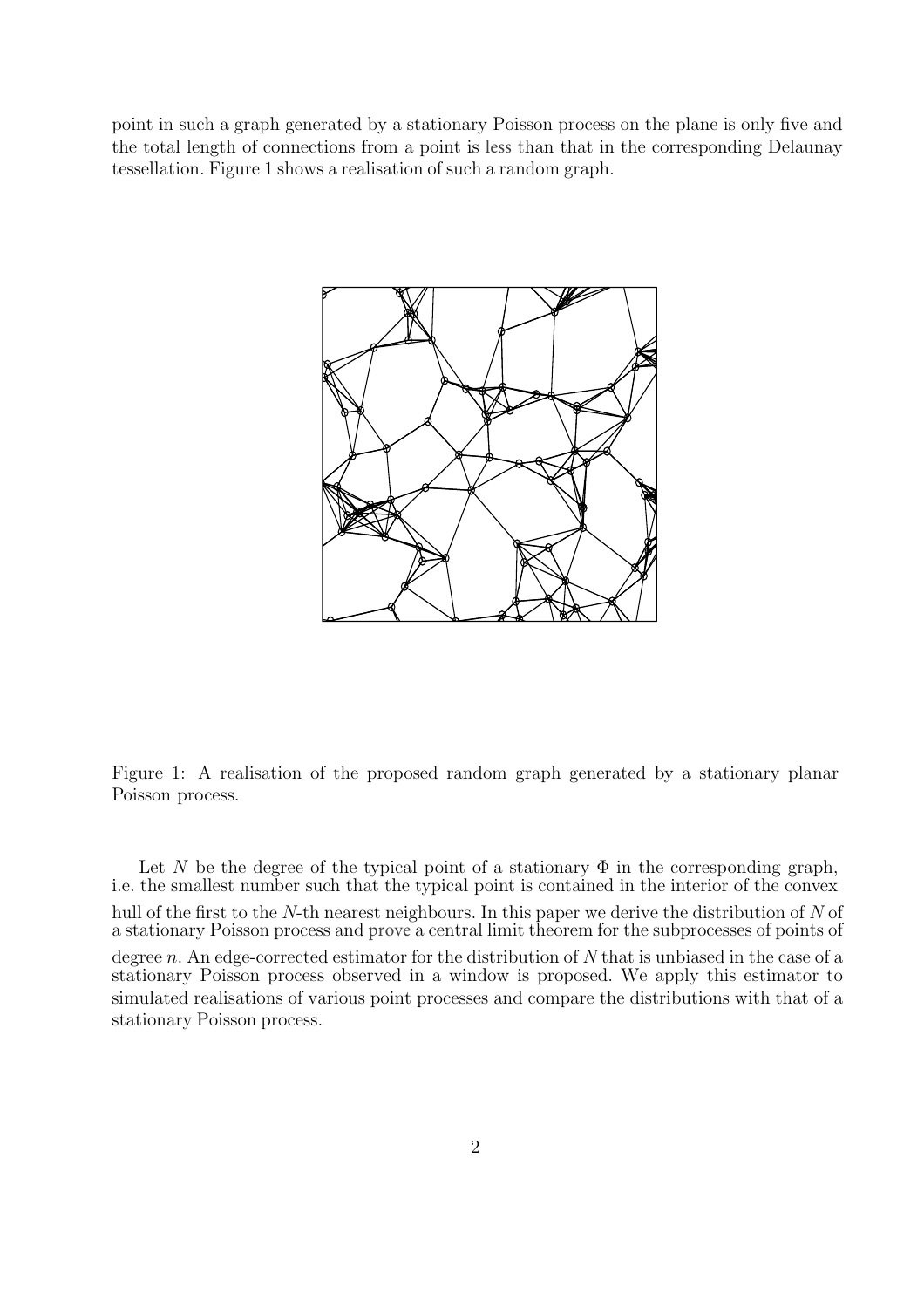point in such a graph generated by a stationary Poisson process on the plane is only five and the total length of connections from a point is less than that in the corresponding Delaunay tessellation. Figure 1 shows a realisation of such a random graph.

Figure 1: A realisation of the proposed random graph generated by a stationary planar Poisson process.

Let $N$ be the degree of the typical point of a stationary $\Phi$ in the corresponding graph, i.e. the smallest number such that the typical point is contained in the interior of the convex hull of the first to the $N$-th nearest neighbours. In this paper we derive the distribution of $N$ of a stationary Poisson process and prove a central limit theorem for the subprocesses of points of degree $n$. An edge-corrected estimator for the distribution of $N$ that is unbiased in the case of a stationary Poisson process observed in a window is proposed. We apply this estimator to simulated realisations of various point processes and compare the distributions with that of a stationary Poisson process.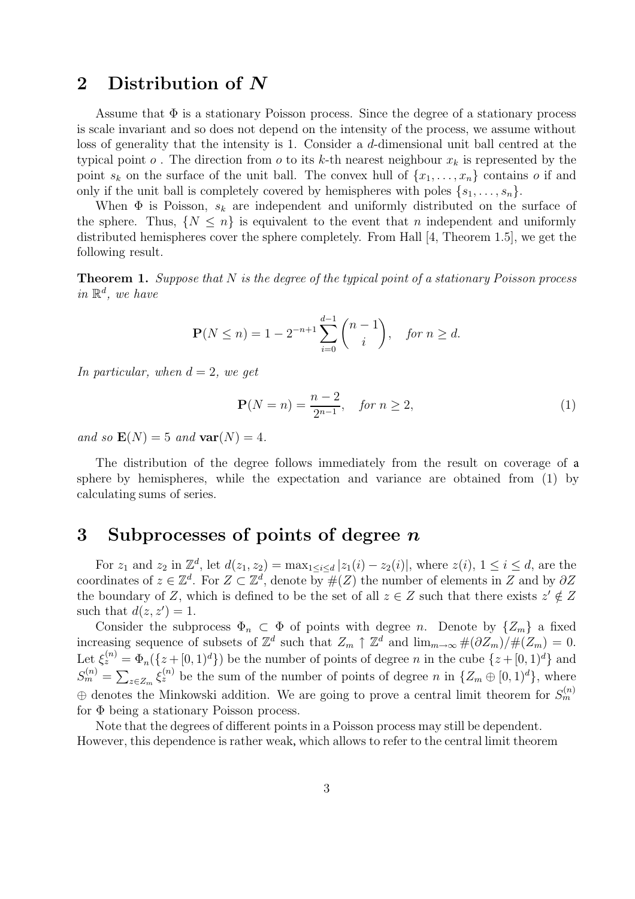## 2 Distribution of $N$

Assume that $\Phi$ is a stationary Poisson process. Since the degree of a stationary process is scale invariant and so does not depend on the intensity of the process, we assume without loss of generality that the intensity is 1. Consider a $d$-dimensional unit ball centred at the typical point $o$ . The direction from $o$ to its $k$-th nearest neighbour $x_k$ is represented by the point $s_k$ on the surface of the unit ball. The convex hull of $\{x_1, \ldots, x_n\}$ contains $o$ if and only if the unit ball is completely covered by hemispheres with poles $\{s_1, \ldots, s_n\}$.

When $\Phi$ is Poisson, $s_k$ are independent and uniformly distributed on the surface of the sphere. Thus, $\{N \le n\}$ is equivalent to the event that $n$ independent and uniformly distributed hemispheres cover the sphere completely. From Hall [4, Theorem 1.5], we get the following result.

**Theorem 1.** *Suppose that $N$ is the degree of the typical point of a stationary Poisson process in $\mathbb{R}^d$, we have*

$$\mathbf{P}(N \le n) = 1 - 2^{-n+1} \sum_{i=0}^{d-1} \binom{n-1}{i}, \quad \text{for } n \ge d.$$

*In particular, when $d = 2$, we get*

$$\mathbf{P}(N = n) = \frac{n-2}{2^{n-1}}, \quad \text{for } n \ge 2, \tag{1}$$

*and so $\mathbf{E}(N) = 5$ and $\mathbf{var}(N) = 4$.*

The distribution of the degree follows immediately from the result on coverage of a sphere by hemispheres, while the expectation and variance are obtained from (1) by calculating sums of series.

## 3 Subprocesses of points of degree $n$

For $z_1$ and $z_2$ in $\mathbb{Z}^d$, let $d(z_1, z_2) = \max_{1 \le i \le d} |z_1(i) - z_2(i)|$, where $z(i)$, $1 \le i \le d$, are the coordinates of $z \in \mathbb{Z}^d$. For $Z \subset \mathbb{Z}^d$, denote by $\#(Z)$ the number of elements in $Z$ and by $\partial Z$ the boundary of $Z$, which is defined to be the set of all $z \in Z$ such that there exists $z' \notin Z$ such that $d(z, z') = 1$.

Consider the subprocess $\Phi_n \subset \Phi$ of points with degree $n$. Denote by $\{Z_m\}$ a fixed increasing sequence of subsets of $\mathbb{Z}^d$ such that $Z_m \uparrow \mathbb{Z}^d$ and $\lim_{m\to\infty} \#(\partial Z_m)/\#(Z_m) = 0$. Let $\xi_z^{(n)} = \Phi_n(\{z + [0, 1)^d\})$ be the number of points of degree $n$ in the cube $\{z + [0, 1)^d\}$ and $S_m^{(n)} = \sum_{z \in Z_m} \xi_z^{(n)}$ be the sum of the number of points of degree $n$ in $\{Z_m \oplus [0, 1)^d\}$, where $\oplus$ denotes the Minkowski addition. We are going to prove a central limit theorem for $S_m^{(n)}$ for $\Phi$ being a stationary Poisson process.

Note that the degrees of different points in a Poisson process may still be dependent. However, this dependence is rather weak, which allows to refer to the central limit theorem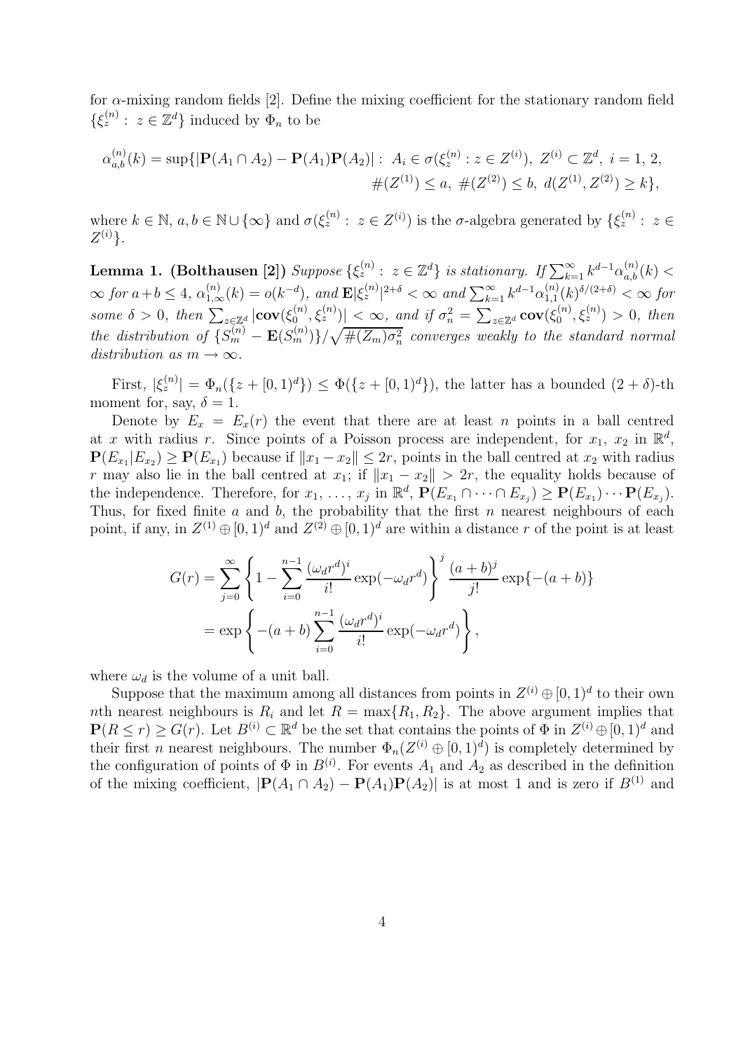for $\alpha$-mixing random fields [2]. Define the mixing coefficient for the stationary random field $\{\xi_z^{(n)} :\ z \in \mathbb{Z}^d\}$ induced by $\Phi_n$ to be

$$\alpha_{a,b}^{(n)}(k) = \sup\{|\mathbf{P}(A_1 \cap A_2) - \mathbf{P}(A_1)\mathbf{P}(A_2)| :\ A_i \in \sigma(\xi_z^{(n)} : z \in Z^{(i)}),\ Z^{(i)} \subset \mathbb{Z}^d,\ i = 1,\, 2,\\ \#(Z^{(1)}) \le a,\ \#(Z^{(2)}) \le b,\ d(Z^{(1)}, Z^{(2)}) \ge k\},$$

where $k \in \mathbb{N}$, $a, b \in \mathbb{N} \cup \{\infty\}$ and $\sigma(\xi_z^{(n)} :\ z \in Z^{(i)})$ is the $\sigma$-algebra generated by $\{\xi_z^{(n)} :\ z \in Z^{(i)}\}$.

**Lemma 1. (Bolthausen [2])** *Suppose $\{\xi_z^{(n)} :\ z \in \mathbb{Z}^d\}$ is stationary. If $\sum_{k=1}^{\infty} k^{d-1}\alpha_{a,b}^{(n)}(k) < \infty$ for $a+b \le 4$, $\alpha_{1,\infty}^{(n)}(k) = o(k^{-d})$, and $\mathbf{E}|\xi_z^{(n)}|^{2+\delta} < \infty$ and $\sum_{k=1}^{\infty} k^{d-1}\alpha_{1,1}^{(n)}(k)^{\delta/(2+\delta)} < \infty$ for some $\delta > 0$, then $\sum_{z\in\mathbb{Z}^d} |\mathbf{cov}(\xi_0^{(n)}, \xi_z^{(n)})| < \infty$, and if $\sigma_n^2 = \sum_{z\in\mathbb{Z}^d} \mathbf{cov}(\xi_0^{(n)}, \xi_z^{(n)}) > 0$, then the distribution of $\{S_m^{(n)} - \mathbf{E}(S_m^{(n)})\}/\sqrt{\#(Z_m)\sigma_n^2}$ converges weakly to the standard normal distribution as $m \to \infty$.*

First, $|\xi_z^{(n)}| = \Phi_n(\{z + [0, 1)^d\}) \le \Phi(\{z + [0, 1)^d\})$, the latter has a bounded $(2 + \delta)$-th moment for, say, $\delta = 1$.

Denote by $E_x = E_x(r)$ the event that there are at least $n$ points in a ball centred at $x$ with radius $r$. Since points of a Poisson process are independent, for $x_1$, $x_2$ in $\mathbb{R}^d$, $\mathbf{P}(E_{x_1}|E_{x_2}) \ge \mathbf{P}(E_{x_1})$ because if $\|x_1 - x_2\| \le 2r$, points in the ball centred at $x_2$ with radius $r$ may also lie in the ball centred at $x_1$; if $\|x_1 - x_2\| > 2r$, the equality holds because of the independence. Therefore, for $x_1, \ldots, x_j$ in $\mathbb{R}^d$, $\mathbf{P}(E_{x_1} \cap \cdots \cap E_{x_j}) \ge \mathbf{P}(E_{x_1}) \cdots \mathbf{P}(E_{x_j})$. Thus, for fixed finite $a$ and $b$, the probability that the first $n$ nearest neighbours of each point, if any, in $Z^{(1)} \oplus [0, 1)^d$ and $Z^{(2)} \oplus [0, 1)^d$ are within a distance $r$ of the point is at least

$$\begin{aligned} G(r) &= \sum_{j=0}^{\infty} \left\{ 1 - \sum_{i=0}^{n-1} \frac{(\omega_d r^d)^i}{i!} \exp(-\omega_d r^d) \right\}^j \frac{(a+b)^j}{j!} \exp\{-(a+b)\} \\ &= \exp\left\{ -(a+b) \sum_{i=0}^{n-1} \frac{(\omega_d r^d)^i}{i!} \exp(-\omega_d r^d) \right\}, \end{aligned}$$

where $\omega_d$ is the volume of a unit ball.

Suppose that the maximum among all distances from points in $Z^{(i)} \oplus [0, 1)^d$ to their own $n$th nearest neighbours is $R_i$ and let $R = \max\{R_1, R_2\}$. The above argument implies that $\mathbf{P}(R \le r) \ge G(r)$. Let $B^{(i)} \subset \mathbb{R}^d$ be the set that contains the points of $\Phi$ in $Z^{(i)} \oplus [0, 1)^d$ and their first $n$ nearest neighbours. The number $\Phi_n(Z^{(i)} \oplus [0, 1)^d)$ is completely determined by the configuration of points of $\Phi$ in $B^{(i)}$. For events $A_1$ and $A_2$ as described in the definition of the mixing coefficient, $|\mathbf{P}(A_1 \cap A_2) - \mathbf{P}(A_1)\mathbf{P}(A_2)|$ is at most 1 and is zero if $B^{(1)}$ and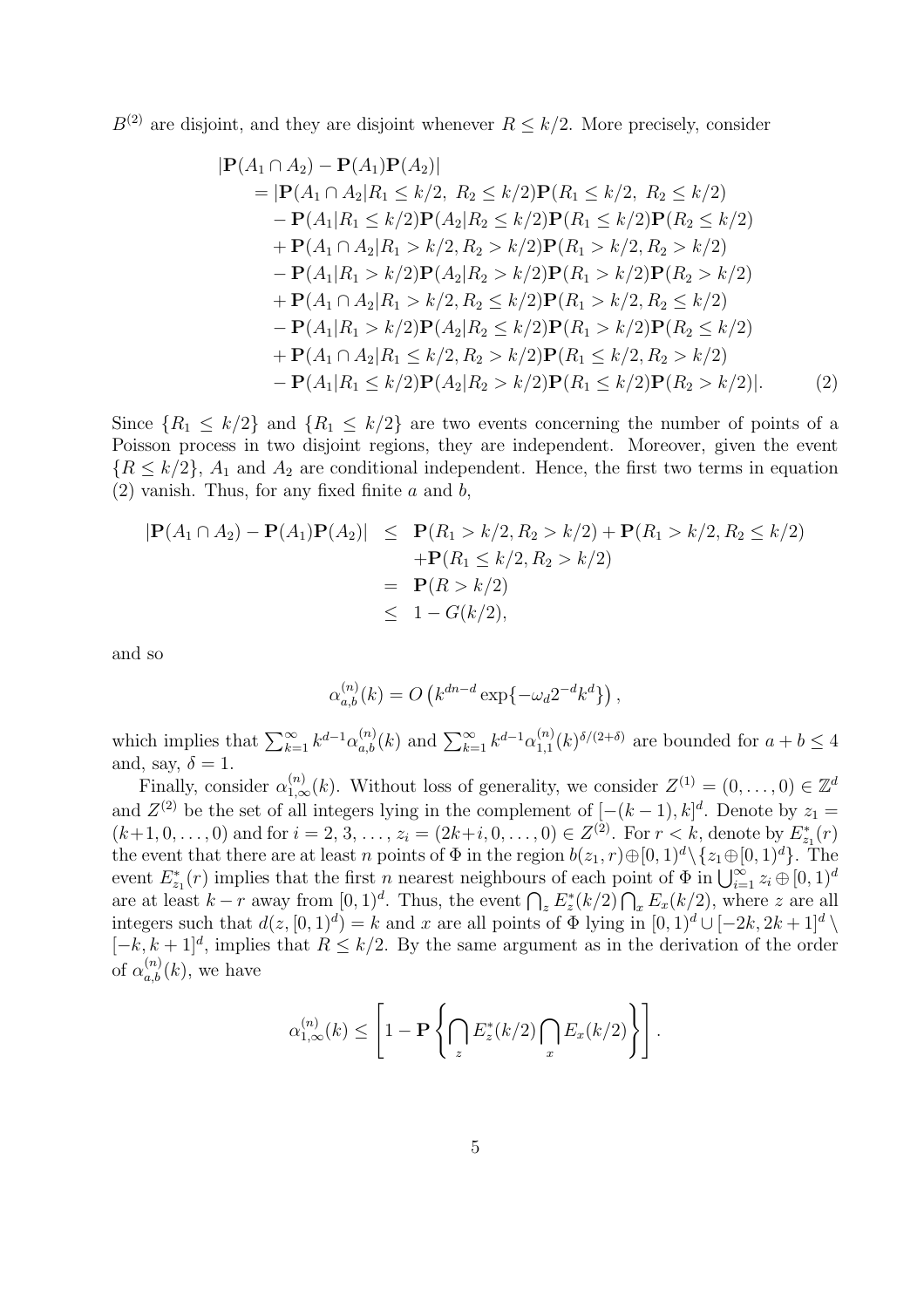$B^{(2)}$ are disjoint, and they are disjoint whenever $R \le k/2$. More precisely, consider

$$
\begin{aligned}
&|\mathbf{P}(A_1 \cap A_2) - \mathbf{P}(A_1)\mathbf{P}(A_2)| \\
&= |\mathbf{P}(A_1 \cap A_2 | R_1 \le k/2,\ R_2 \le k/2)\mathbf{P}(R_1 \le k/2,\ R_2 \le k/2) \\
&\quad - \mathbf{P}(A_1 | R_1 \le k/2)\mathbf{P}(A_2 | R_2 \le k/2)\mathbf{P}(R_1 \le k/2)\mathbf{P}(R_2 \le k/2) \\
&\quad + \mathbf{P}(A_1 \cap A_2 | R_1 > k/2, R_2 > k/2)\mathbf{P}(R_1 > k/2, R_2 > k/2) \\
&\quad - \mathbf{P}(A_1 | R_1 > k/2)\mathbf{P}(A_2 | R_2 > k/2)\mathbf{P}(R_1 > k/2)\mathbf{P}(R_2 > k/2) \\
&\quad + \mathbf{P}(A_1 \cap A_2 | R_1 > k/2, R_2 \le k/2)\mathbf{P}(R_1 > k/2, R_2 \le k/2) \\
&\quad - \mathbf{P}(A_1 | R_1 > k/2)\mathbf{P}(A_2 | R_2 \le k/2)\mathbf{P}(R_1 > k/2)\mathbf{P}(R_2 \le k/2) \\
&\quad + \mathbf{P}(A_1 \cap A_2 | R_1 \le k/2, R_2 > k/2)\mathbf{P}(R_1 \le k/2, R_2 > k/2) \\
&\quad - \mathbf{P}(A_1 | R_1 \le k/2)\mathbf{P}(A_2 | R_2 > k/2)\mathbf{P}(R_1 \le k/2)\mathbf{P}(R_2 > k/2)|. \qquad (2)
\end{aligned}
$$

Since $\{R_1 \le k/2\}$ and $\{R_1 \le k/2\}$ are two events concerning the number of points of a Poisson process in two disjoint regions, they are independent. Moreover, given the event $\{R \le k/2\}$, $A_1$ and $A_2$ are conditional independent. Hence, the first two terms in equation (2) vanish. Thus, for any fixed finite $a$ and $b$,

$$
\begin{aligned}
|\mathbf{P}(A_1 \cap A_2) - \mathbf{P}(A_1)\mathbf{P}(A_2)| &\le \mathbf{P}(R_1 > k/2, R_2 > k/2) + \mathbf{P}(R_1 > k/2, R_2 \le k/2) \\
&\quad + \mathbf{P}(R_1 \le k/2, R_2 > k/2) \\
&= \mathbf{P}(R > k/2) \\
&\le 1 - G(k/2),
\end{aligned}
$$

and so

$$
\alpha_{a,b}^{(n)}(k) = O\left(k^{dn-d}\exp\{-\omega_d 2^{-d} k^d\}\right),
$$

which implies that $\sum_{k=1}^{\infty} k^{d-1}\alpha_{a,b}^{(n)}(k)$ and $\sum_{k=1}^{\infty} k^{d-1}\alpha_{1,1}^{(n)}(k)^{\delta/(2+\delta)}$ are bounded for $a+b \le 4$ and, say, $\delta = 1$.

Finally, consider $\alpha_{1,\infty}^{(n)}(k)$. Without loss of generality, we consider $Z^{(1)} = (0,\ldots,0) \in \mathbb{Z}^d$ and $Z^{(2)}$ be the set of all integers lying in the complement of $[-(k-1),k]^d$. Denote by $z_1 = (k+1,0,\ldots,0)$ and for $i = 2,3,\ldots,$ $z_i = (2k+i,0,\ldots,0) \in Z^{(2)}$. For $r < k$, denote by $E_{z_1}^*(r)$ the event that there are at least $n$ points of $\Phi$ in the region $b(z_1,r) \oplus [0,1)^d \setminus \{z_1 \oplus [0,1)^d\}$. The event $E_{z_1}^*(r)$ implies that the first $n$ nearest neighbours of each point of $\Phi$ in $\bigcup_{i=1}^{\infty} z_i \oplus [0,1)^d$ are at least $k-r$ away from $[0,1)^d$. Thus, the event $\bigcap_z E_z^*(k/2) \bigcap_x E_x(k/2)$, where $z$ are all integers such that $d(z,[0,1)^d) = k$ and $x$ are all points of $\Phi$ lying in $[0,1)^d \cup [-2k,2k+1]^d \setminus [-k,k+1]^d$, implies that $R \le k/2$. By the same argument as in the derivation of the order of $\alpha_{a,b}^{(n)}(k)$, we have

$$
\alpha_{1,\infty}^{(n)}(k) \le \left[1 - \mathbf{P}\left\{\bigcap_z E_z^*(k/2) \bigcap_x E_x(k/2)\right\}\right].
$$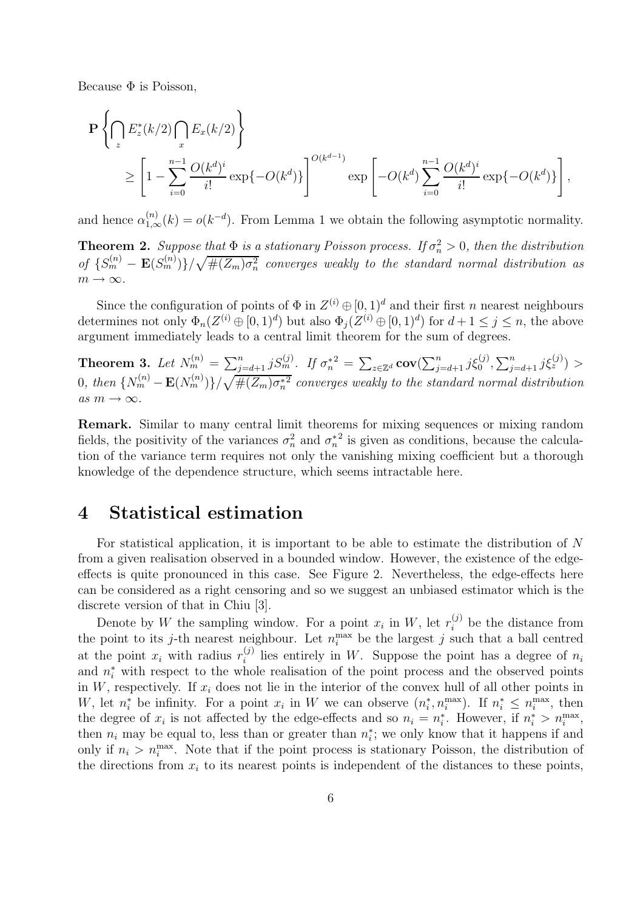Because $\Phi$ is Poisson,

$$\mathbf{P}\left\{\bigcap_z E_z^*(k/2)\bigcap_x E_x(k/2)\right\}$$
$$\geq \left[1-\sum_{i=0}^{n-1}\frac{O(k^d)^i}{i!}\exp\{-O(k^d)\}\right]^{O(k^{d-1})}\exp\left[-O(k^d)\sum_{i=0}^{n-1}\frac{O(k^d)^i}{i!}\exp\{-O(k^d)\}\right],$$

and hence $\alpha_{1,\infty}^{(n)}(k)=o(k^{-d})$. From Lemma 1 we obtain the following asymptotic normality.

**Theorem 2.** *Suppose that $\Phi$ is a stationary Poisson process. If $\sigma_n^2>0$, then the distribution of $\{S_m^{(n)}-\mathbf{E}(S_m^{(n)})\}/\sqrt{\#(Z_m)\sigma_n^2}$ converges weakly to the standard normal distribution as $m\to\infty$.*

Since the configuration of points of $\Phi$ in $Z^{(i)}\oplus[0,1)^d$ and their first $n$ nearest neighbours determines not only $\Phi_n(Z^{(i)}\oplus[0,1)^d)$ but also $\Phi_j(Z^{(i)}\oplus[0,1)^d)$ for $d+1\leq j\leq n$, the above argument immediately leads to a central limit theorem for the sum of degrees.

**Theorem 3.** *Let $N_m^{(n)}=\sum_{j=d+1}^n jS_m^{(j)}$. If $\sigma_n^{*2}=\sum_{z\in\mathbb{Z}^d}\mathbf{cov}(\sum_{j=d+1}^n j\xi_0^{(j)},\sum_{j=d+1}^n j\xi_z^{(j)})>0$, then $\{N_m^{(n)}-\mathbf{E}(N_m^{(n)})\}/\sqrt{\#(Z_m)\sigma_n^{*2}}$ converges weakly to the standard normal distribution as $m\to\infty$.*

**Remark.** Similar to many central limit theorems for mixing sequences or mixing random fields, the positivity of the variances $\sigma_n^2$ and $\sigma_n^{*2}$ is given as conditions, because the calculation of the variance term requires not only the vanishing mixing coefficient but a thorough knowledge of the dependence structure, which seems intractable here.

# 4 Statistical estimation

For statistical application, it is important to be able to estimate the distribution of $N$ from a given realisation observed in a bounded window. However, the existence of the edge-effects is quite pronounced in this case. See Figure 2. Nevertheless, the edge-effects here can be considered as a right censoring and so we suggest an unbiased estimator which is the discrete version of that in Chiu [3].

Denote by $W$ the sampling window. For a point $x_i$ in $W$, let $r_i^{(j)}$ be the distance from the point to its $j$-th nearest neighbour. Let $n_i^{\max}$ be the largest $j$ such that a ball centred at the point $x_i$ with radius $r_i^{(j)}$ lies entirely in $W$. Suppose the point has a degree of $n_i$ and $n_i^*$ with respect to the whole realisation of the point process and the observed points in $W$, respectively. If $x_i$ does not lie in the interior of the convex hull of all other points in $W$, let $n_i^*$ be infinity. For a point $x_i$ in $W$ we can observe $(n_i^*,n_i^{\max})$. If $n_i^*\leq n_i^{\max}$, then the degree of $x_i$ is not affected by the edge-effects and so $n_i=n_i^*$. However, if $n_i^*>n_i^{\max}$, then $n_i$ may be equal to, less than or greater than $n_i^*$; we only know that it happens if and only if $n_i>n_i^{\max}$. Note that if the point process is stationary Poisson, the distribution of the directions from $x_i$ to its nearest points is independent of the distances to these points,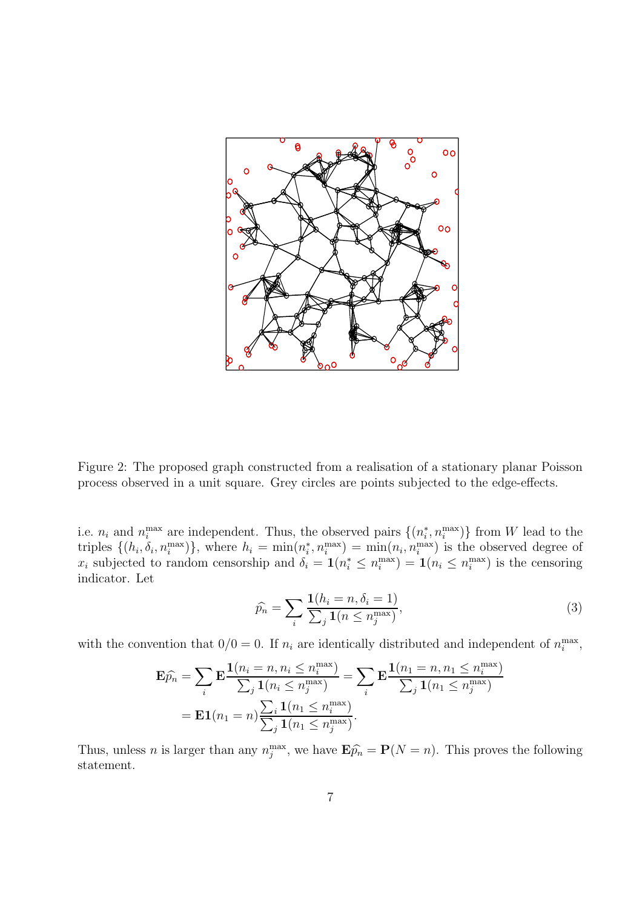Figure 2: The proposed graph constructed from a realisation of a stationary planar Poisson process observed in a unit square. Grey circles are points subjected to the edge-effects.

i.e. $n_i$ and $n_i^{\max}$ are independent. Thus, the observed pairs $\{(n_i^*, n_i^{\max})\}$ from $W$ lead to the triples $\{(h_i, \delta_i, n_i^{\max})\}$, where $h_i = \min(n_i^*, n_i^{\max}) = \min(n_i, n_i^{\max})$ is the observed degree of $x_i$ subjected to random censorship and $\delta_i = \mathbf{1}(n_i^* \le n_i^{\max}) = \mathbf{1}(n_i \le n_i^{\max})$ is the censoring indicator. Let

$$\widehat{p_n} = \sum_i \frac{\mathbf{1}(h_i = n, \delta_i = 1)}{\sum_j \mathbf{1}(n \le n_j^{\max})}, \tag{3}$$

with the convention that $0/0 = 0$. If $n_i$ are identically distributed and independent of $n_i^{\max}$,

$$\begin{aligned}
\mathbf{E}\widehat{p_n} &= \sum_i \mathbf{E}\frac{\mathbf{1}(n_i = n, n_i \le n_i^{\max})}{\sum_j \mathbf{1}(n_i \le n_j^{\max})} = \sum_i \mathbf{E}\frac{\mathbf{1}(n_1 = n, n_1 \le n_i^{\max})}{\sum_j \mathbf{1}(n_1 \le n_j^{\max})} \\
&= \mathbf{E}\mathbf{1}(n_1 = n)\frac{\sum_i \mathbf{1}(n_1 \le n_i^{\max})}{\sum_j \mathbf{1}(n_1 \le n_j^{\max})}.
\end{aligned}$$

Thus, unless $n$ is larger than any $n_j^{\max}$, we have $\mathbf{E}\widehat{p_n} = \mathbf{P}(N = n)$. This proves the following statement.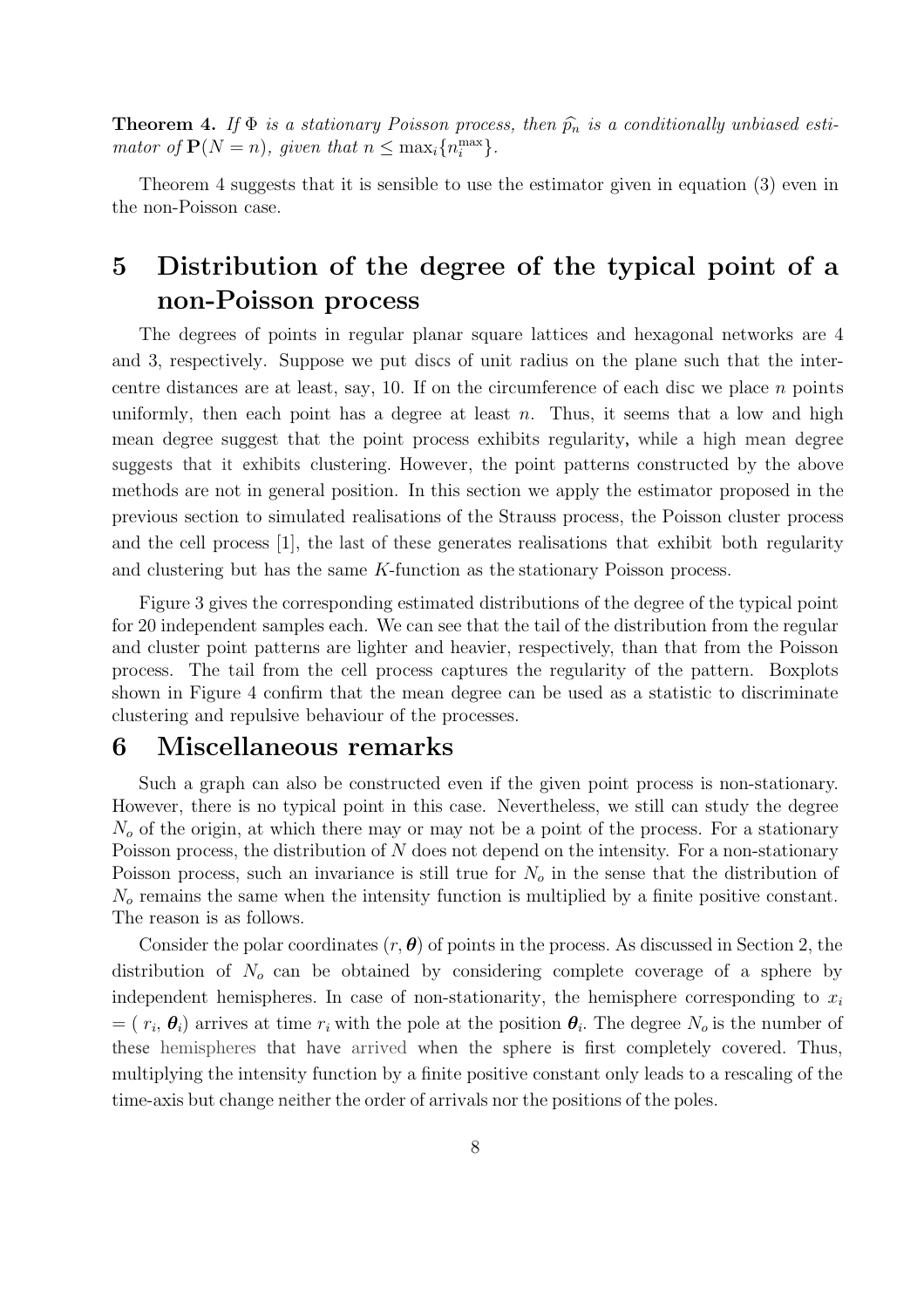**Theorem 4.** *If $\Phi$ is a stationary Poisson process, then $\widehat{p_n}$ is a conditionally unbiased estimator of $\mathbf{P}(N = n)$, given that $n \le \max_i\{n_i^{\max}\}$.*

Theorem 4 suggests that it is sensible to use the estimator given in equation (3) even in the non-Poisson case.

# 5 Distribution of the degree of the typical point of a non-Poisson process

The degrees of points in regular planar square lattices and hexagonal networks are 4 and 3, respectively. Suppose we put discs of unit radius on the plane such that the inter-centre distances are at least, say, 10. If on the circumference of each disc we place $n$ points uniformly, then each point has a degree at least $n$. Thus, it seems that a low and high mean degree suggest that the point process exhibits regularity, while a high mean degree suggests that it exhibits clustering. However, the point patterns constructed by the above methods are not in general position. In this section we apply the estimator proposed in the previous section to simulated realisations of the Strauss process, the Poisson cluster process and the cell process [1], the last of these generates realisations that exhibit both regularity and clustering but has the same $K$-function as the stationary Poisson process.

Figure 3 gives the corresponding estimated distributions of the degree of the typical point for 20 independent samples each. We can see that the tail of the distribution from the regular and cluster point patterns are lighter and heavier, respectively, than that from the Poisson process. The tail from the cell process captures the regularity of the pattern. Boxplots shown in Figure 4 confirm that the mean degree can be used as a statistic to discriminate clustering and repulsive behaviour of the processes.

# 6 Miscellaneous remarks

Such a graph can also be constructed even if the given point process is non-stationary. However, there is no typical point in this case. Nevertheless, we still can study the degree $N_o$ of the origin, at which there may or may not be a point of the process. For a stationary Poisson process, the distribution of $N$ does not depend on the intensity. For a non-stationary Poisson process, such an invariance is still true for $N_o$ in the sense that the distribution of $N_o$ remains the same when the intensity function is multiplied by a finite positive constant. The reason is as follows.

Consider the polar coordinates $(r, \boldsymbol{\theta})$ of points in the process. As discussed in Section 2, the distribution of $N_o$ can be obtained by considering complete coverage of a sphere by independent hemispheres. In case of non-stationarity, the hemisphere corresponding to $x_i = (r_i, \boldsymbol{\theta}_i)$ arrives at time $r_i$ with the pole at the position $\boldsymbol{\theta}_i$. The degree $N_o$ is the number of these hemispheres that have arrived when the sphere is first completely covered. Thus, multiplying the intensity function by a finite positive constant only leads to a rescaling of the time-axis but change neither the order of arrivals nor the positions of the poles.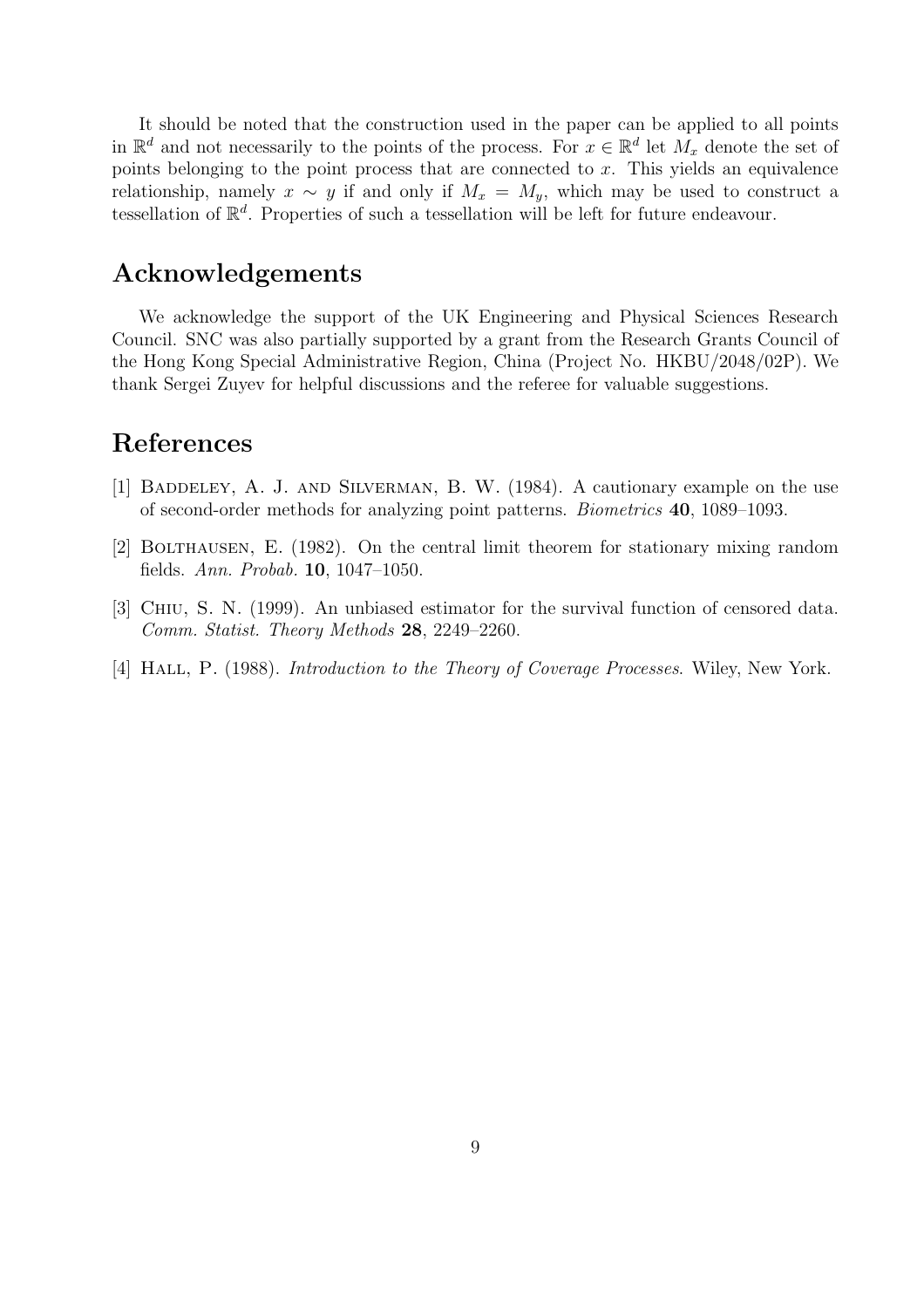It should be noted that the construction used in the paper can be applied to all points in $\mathbb{R}^d$ and not necessarily to the points of the process. For $x \in \mathbb{R}^d$ let $M_x$ denote the set of points belonging to the point process that are connected to $x$. This yields an equivalence relationship, namely $x \sim y$ if and only if $M_x = M_y$, which may be used to construct a tessellation of $\mathbb{R}^d$. Properties of such a tessellation will be left for future endeavour.

## Acknowledgements

We acknowledge the support of the UK Engineering and Physical Sciences Research Council. SNC was also partially supported by a grant from the Research Grants Council of the Hong Kong Special Administrative Region, China (Project No. HKBU/2048/02P). We thank Sergei Zuyev for helpful discussions and the referee for valuable suggestions.

## References

[1] Baddeley, A. J. and Silverman, B. W. (1984). A cautionary example on the use of second-order methods for analyzing point patterns. *Biometrics* **40**, 1089–1093.

[2] Bolthausen, E. (1982). On the central limit theorem for stationary mixing random fields. *Ann. Probab.* **10**, 1047–1050.

[3] Chiu, S. N. (1999). An unbiased estimator for the survival function of censored data. *Comm. Statist. Theory Methods* **28**, 2249–2260.

[4] Hall, P. (1988). *Introduction to the Theory of Coverage Processes*. Wiley, New York.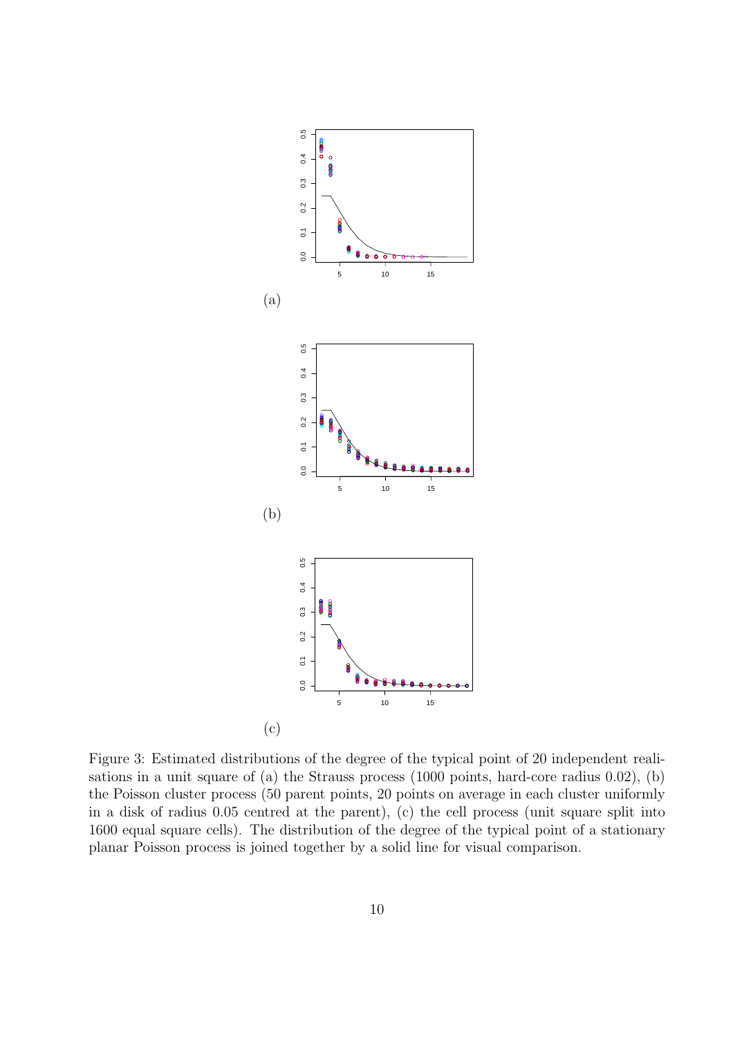(a)

(b)

(c)

Figure 3: Estimated distributions of the degree of the typical point of 20 independent realisations in a unit square of (a) the Strauss process (1000 points, hard-core radius 0.02), (b) the Poisson cluster process (50 parent points, 20 points on average in each cluster uniformly in a disk of radius 0.05 centred at the parent), (c) the cell process (unit square split into 1600 equal square cells). The distribution of the degree of the typical point of a stationary planar Poisson process is joined together by a solid line for visual comparison.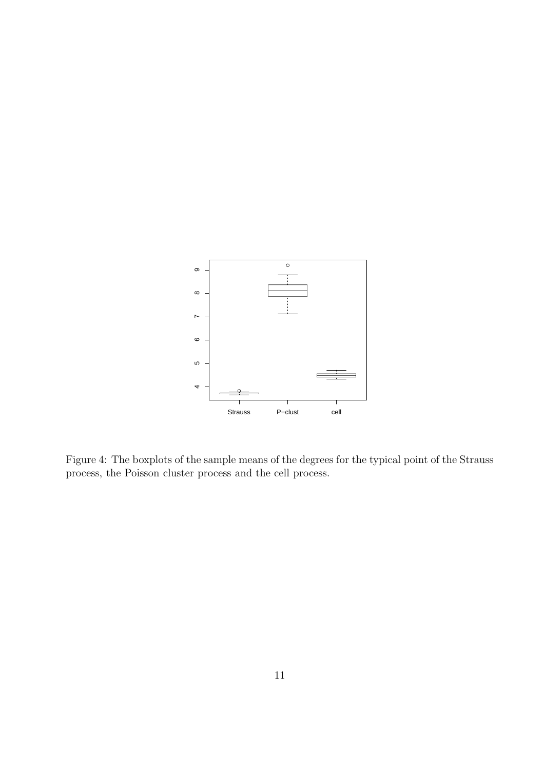9

8

7

6

5

4

Strauss P−clust cell

Figure 4: The boxplots of the sample means of the degrees for the typical point of the Strauss process, the Poisson cluster process and the cell process.